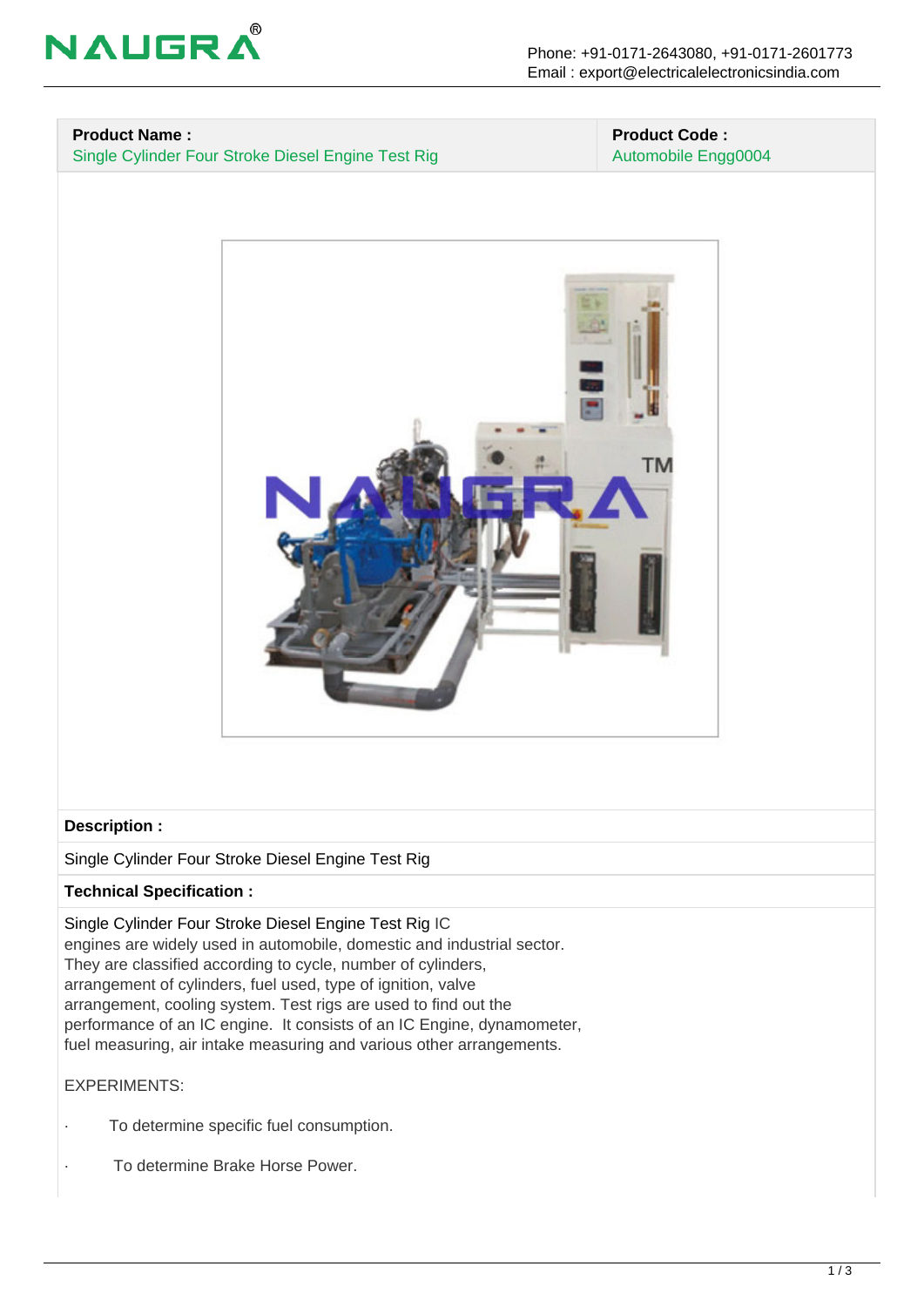| **Product Name :** | **Product Code :** |
| --- | --- |
| Single Cylinder Four Stroke Diesel Engine Test Rig | Automobile Engg0004 |

**Description :**

Single Cylinder Four Stroke Diesel Engine Test Rig

**Technical Specification :**

Single Cylinder Four Stroke Diesel Engine Test Rig IC engines are widely used in automobile, domestic and industrial sector. They are classified according to cycle, number of cylinders, arrangement of cylinders, fuel used, type of ignition, valve arrangement, cooling system. Test rigs are used to find out the performance of an IC engine. It consists of an IC Engine, dynamometer, fuel measuring, air intake measuring and various other arrangements.

EXPERIMENTS:

- To determine specific fuel consumption.
- To determine Brake Horse Power.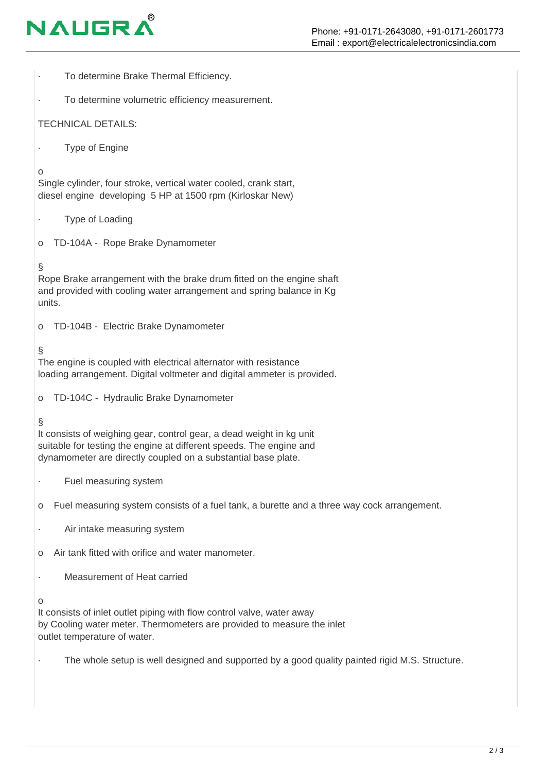- To determine Brake Thermal Efficiency.
- To determine volumetric efficiency measurement.

TECHNICAL DETAILS:

- Type of Engine
  - Single cylinder, four stroke, vertical water cooled, crank start, diesel engine developing 5 HP at 1500 rpm (Kirloskar New)
- Type of Loading
  - TD-104A - Rope Brake Dynamometer
    - Rope Brake arrangement with the brake drum fitted on the engine shaft and provided with cooling water arrangement and spring balance in Kg units.
  - TD-104B - Electric Brake Dynamometer
    - The engine is coupled with electrical alternator with resistance loading arrangement. Digital voltmeter and digital ammeter is provided.
  - TD-104C - Hydraulic Brake Dynamometer
    - It consists of weighing gear, control gear, a dead weight in kg unit suitable for testing the engine at different speeds. The engine and dynamometer are directly coupled on a substantial base plate.
- Fuel measuring system
  - Fuel measuring system consists of a fuel tank, a burette and a three way cock arrangement.
- Air intake measuring system
  - Air tank fitted with orifice and water manometer.
- Measurement of Heat carried
  - It consists of inlet outlet piping with flow control valve, water away by Cooling water meter. Thermometers are provided to measure the inlet outlet temperature of water.
- The whole setup is well designed and supported by a good quality painted rigid M.S. Structure.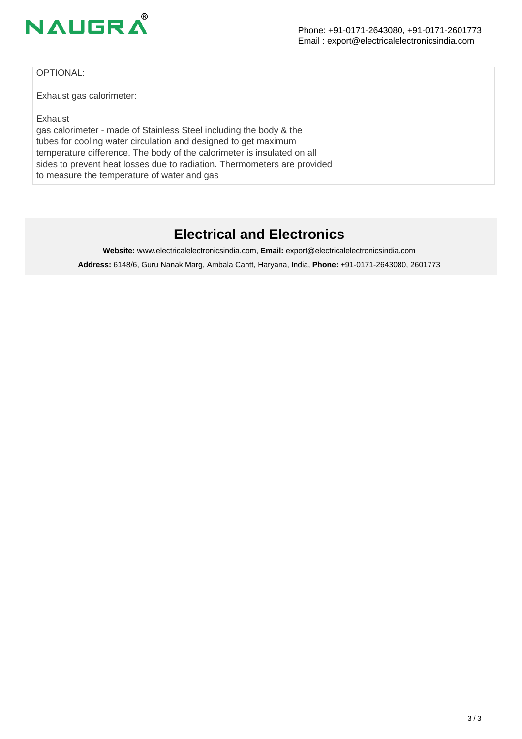OPTIONAL:

Exhaust gas calorimeter:

Exhaust
gas calorimeter - made of Stainless Steel including the body & the tubes for cooling water circulation and designed to get maximum temperature difference. The body of the calorimeter is insulated on all sides to prevent heat losses due to radiation. Thermometers are provided to measure the temperature of water and gas

## Electrical and Electronics

**Website:** www.electricalelectronicsindia.com, **Email:** export@electricalelectronicsindia.com

**Address:** 6148/6, Guru Nanak Marg, Ambala Cantt, Haryana, India, **Phone:** +91-0171-2643080, 2601773